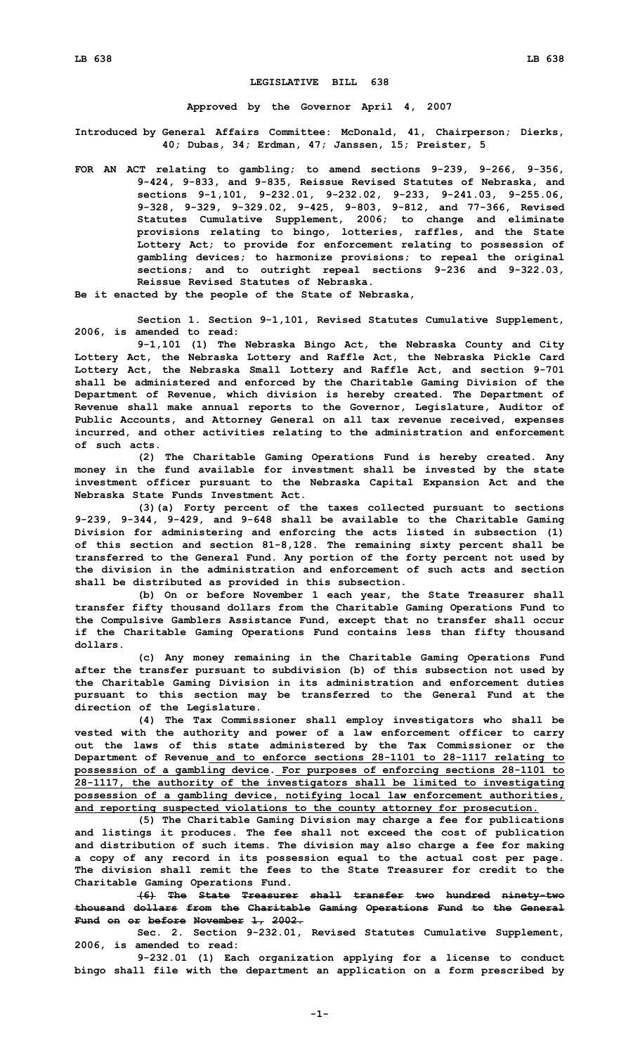# LEGISLATIVE BILL 638

**Approved by the Governor April 4, 2007**

**Introduced by General Affairs Committee: McDonald, 41, Chairperson; Dierks, 40; Dubas, 34; Erdman, 47; Janssen, 15; Preister, 5**

**FOR AN ACT relating to gambling; to amend sections 9-239, 9-266, 9-356, 9-424, 9-833, and 9-835, Reissue Revised Statutes of Nebraska, and sections 9-1,101, 9-232.01, 9-232.02, 9-233, 9-241.03, 9-255.06, 9-328, 9-329, 9-329.02, 9-425, 9-803, 9-812, and 77-366, Revised Statutes Cumulative Supplement, 2006; to change and eliminate provisions relating to bingo, lotteries, raffles, and the State Lottery Act; to provide for enforcement relating to possession of gambling devices; to harmonize provisions; to repeal the original sections; and to outright repeal sections 9-236 and 9-322.03, Reissue Revised Statutes of Nebraska.**

**Be it enacted by the people of the State of Nebraska,**

**Section 1. Section 9-1,101, Revised Statutes Cumulative Supplement, 2006, is amended to read:**

**9-1,101 (1) The Nebraska Bingo Act, the Nebraska County and City Lottery Act, the Nebraska Lottery and Raffle Act, the Nebraska Pickle Card Lottery Act, the Nebraska Small Lottery and Raffle Act, and section 9-701 shall be administered and enforced by the Charitable Gaming Division of the Department of Revenue, which division is hereby created. The Department of Revenue shall make annual reports to the Governor, Legislature, Auditor of Public Accounts, and Attorney General on all tax revenue received, expenses incurred, and other activities relating to the administration and enforcement of such acts.**

**(2) The Charitable Gaming Operations Fund is hereby created. Any money in the fund available for investment shall be invested by the state investment officer pursuant to the Nebraska Capital Expansion Act and the Nebraska State Funds Investment Act.**

**(3)(a) Forty percent of the taxes collected pursuant to sections 9-239, 9-344, 9-429, and 9-648 shall be available to the Charitable Gaming Division for administering and enforcing the acts listed in subsection (1) of this section and section 81-8,128. The remaining sixty percent shall be transferred to the General Fund. Any portion of the forty percent not used by the division in the administration and enforcement of such acts and section shall be distributed as provided in this subsection.**

**(b) On or before November 1 each year, the State Treasurer shall transfer fifty thousand dollars from the Charitable Gaming Operations Fund to the Compulsive Gamblers Assistance Fund, except that no transfer shall occur if the Charitable Gaming Operations Fund contains less than fifty thousand dollars.**

**(c) Any money remaining in the Charitable Gaming Operations Fund after the transfer pursuant to subdivision (b) of this subsection not used by the Charitable Gaming Division in its administration and enforcement duties pursuant to this section may be transferred to the General Fund at the direction of the Legislature.**

**(4) The Tax Commissioner shall employ investigators who shall be vested with the authority and power of a law enforcement officer to carry out the laws of this state administered by the Tax Commissioner or the Department of Revenue <u>and to enforce sections 28-1101 to 28-1117 relating to possession of a gambling device</u>. <u>For purposes of enforcing sections 28-1101 to 28-1117, the authority of the investigators shall be limited to investigating possession of a gambling device, notifying local law enforcement authorities, and reporting suspected violations to the county attorney for prosecution.</u>**

**(5) The Charitable Gaming Division may charge a fee for publications and listings it produces. The fee shall not exceed the cost of publication and distribution of such items. The division may also charge a fee for making a copy of any record in its possession equal to the actual cost per page. The division shall remit the fees to the State Treasurer for credit to the Charitable Gaming Operations Fund.**

**~~(6) The State Treasurer shall transfer two hundred ninety-two thousand dollars from the Charitable Gaming Operations Fund to the General Fund on or before November 1, 2002.~~**

**Sec. 2. Section 9-232.01, Revised Statutes Cumulative Supplement, 2006, is amended to read:**

**9-232.01 (1) Each organization applying for a license to conduct bingo shall file with the department an application on a form prescribed by**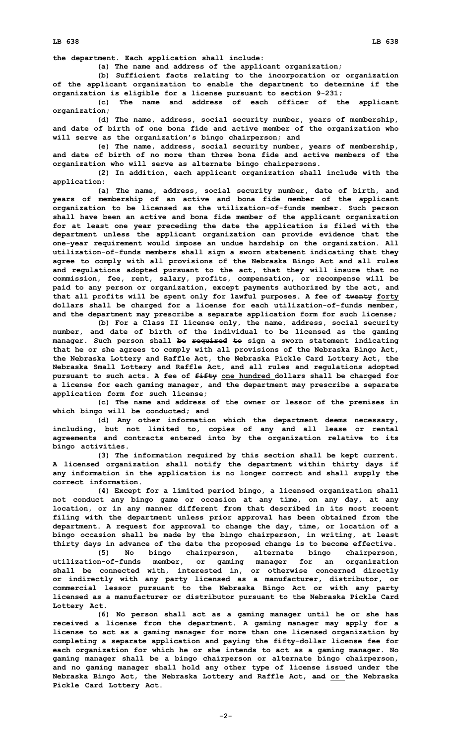**the department. Each application shall include:**

**(a) The name and address of the applicant organization;**

**(b) Sufficient facts relating to the incorporation or organization of the applicant organization to enable the department to determine if the organization is eligible for a license pursuant to section 9-231;**

**(c) The name and address of each officer of the applicant organization;**

**(d) The name, address, social security number, years of membership, and date of birth of one bona fide and active member of the organization who will serve as the organization's bingo chairperson; and**

**(e) The name, address, social security number, years of membership, and date of birth of no more than three bona fide and active members of the organization who will serve as alternate bingo chairpersons.**

**(2) In addition, each applicant organization shall include with the application:**

**(a) The name, address, social security number, date of birth, and years of membership of an active and bona fide member of the applicant organization to be licensed as the utilization-of-funds member. Such person shall have been an active and bona fide member of the applicant organization for at least one year preceding the date the application is filed with the department unless the applicant organization can provide evidence that the one-year requirement would impose an undue hardship on the organization. All utilization-of-funds members shall sign a sworn statement indicating that they agree to comply with all provisions of the Nebraska Bingo Act and all rules and regulations adopted pursuant to the act, that they will insure that no commission, fee, rent, salary, profits, compensation, or recompense will be paid to any person or organization, except payments authorized by the act, and that all profits will be spent only for lawful purposes. A fee of ~~twenty~~ forty dollars shall be charged for a license for each utilization-of-funds member, and the department may prescribe a separate application form for such license;**

**(b) For a Class II license only, the name, address, social security number, and date of birth of the individual to be licensed as the gaming manager. Such person shall ~~be required to~~ sign a sworn statement indicating that he or she agrees to comply with all provisions of the Nebraska Bingo Act, the Nebraska Lottery and Raffle Act, the Nebraska Pickle Card Lottery Act, the Nebraska Small Lottery and Raffle Act, and all rules and regulations adopted pursuant to such acts. A fee of ~~fifty~~ one hundred dollars shall be charged for a license for each gaming manager, and the department may prescribe a separate application form for such license;**

**(c) The name and address of the owner or lessor of the premises in which bingo will be conducted; and**

**(d) Any other information which the department deems necessary, including, but not limited to, copies of any and all lease or rental agreements and contracts entered into by the organization relative to its bingo activities.**

**(3) The information required by this section shall be kept current. A licensed organization shall notify the department within thirty days if any information in the application is no longer correct and shall supply the correct information.**

**(4) Except for a limited period bingo, a licensed organization shall not conduct any bingo game or occasion at any time, on any day, at any location, or in any manner different from that described in its most recent filing with the department unless prior approval has been obtained from the department. A request for approval to change the day, time, or location of a bingo occasion shall be made by the bingo chairperson, in writing, at least thirty days in advance of the date the proposed change is to become effective.**

**(5) No bingo chairperson, alternate bingo chairperson, utilization-of-funds member, or gaming manager for an organization shall be connected with, interested in, or otherwise concerned directly or indirectly with any party licensed as a manufacturer, distributor, or commercial lessor pursuant to the Nebraska Bingo Act or with any party licensed as a manufacturer or distributor pursuant to the Nebraska Pickle Card Lottery Act.**

**(6) No person shall act as a gaming manager until he or she has received a license from the department. A gaming manager may apply for a license to act as a gaming manager for more than one licensed organization by completing a separate application and paying the ~~fifty-dollar~~ license fee for each organization for which he or she intends to act as a gaming manager. No gaming manager shall be a bingo chairperson or alternate bingo chairperson, and no gaming manager shall hold any other type of license issued under the Nebraska Bingo Act, the Nebraska Lottery and Raffle Act, ~~and~~ or the Nebraska Pickle Card Lottery Act.**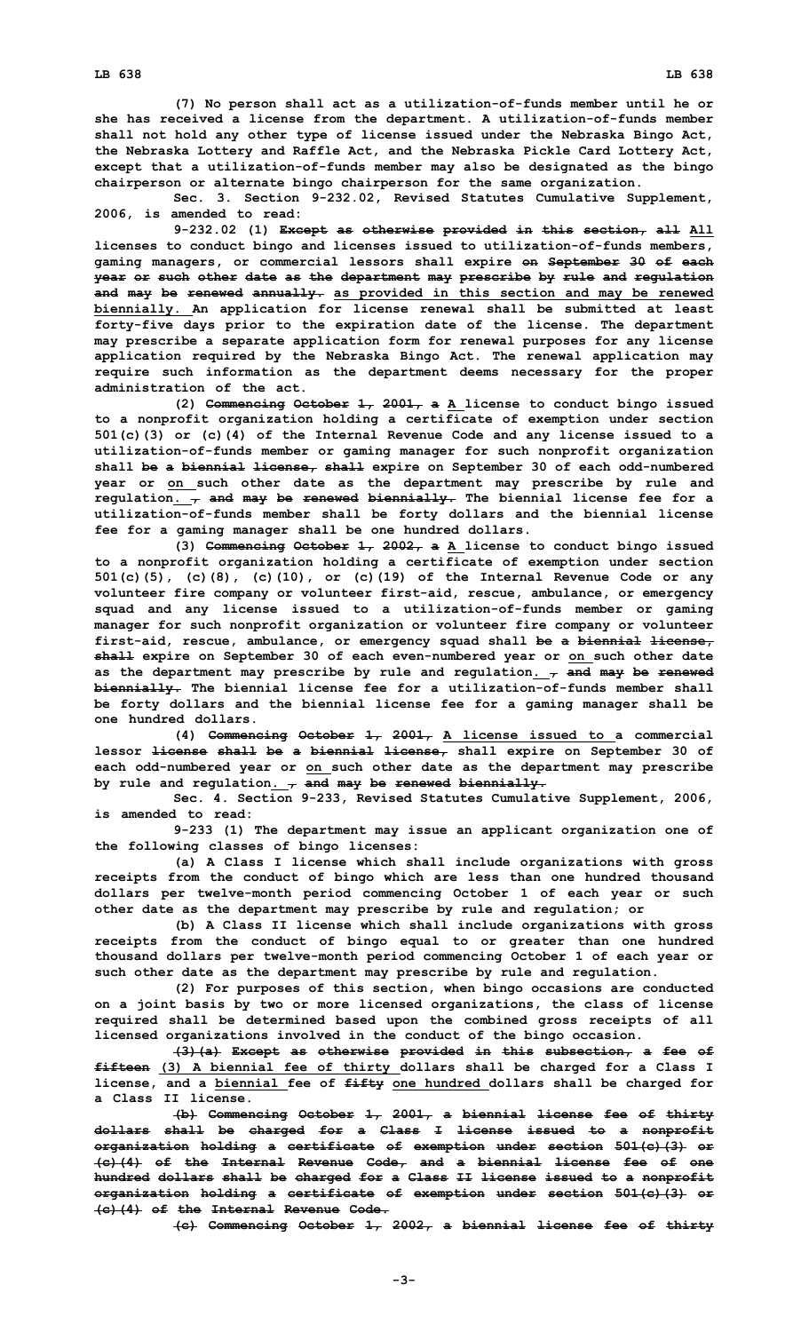(7) No person shall act as a utilization-of-funds member until he or she has received a license from the department. A utilization-of-funds member shall not hold any other type of license issued under the Nebraska Bingo Act, the Nebraska Lottery and Raffle Act, and the Nebraska Pickle Card Lottery Act, except that a utilization-of-funds member may also be designated as the bingo chairperson or alternate bingo chairperson for the same organization.

Sec. 3. Section 9-232.02, Revised Statutes Cumulative Supplement, 2006, is amended to read:

9-232.02 (1) ~~Except as otherwise provided in this section, all~~ <u>All</u> licenses to conduct bingo and licenses issued to utilization-of-funds members, gaming managers, or commercial lessors shall expire ~~on September 30 of each year or such other date as the department may prescribe by rule and regulation and may be renewed annually.~~ <u>as provided in this section and may be renewed biennially.</u> An application for license renewal shall be submitted at least forty-five days prior to the expiration date of the license. The department may prescribe a separate application form for renewal purposes for any license application required by the Nebraska Bingo Act. The renewal application may require such information as the department deems necessary for the proper administration of the act.

(2) ~~Commencing October 1, 2001, a~~ <u>A</u> license to conduct bingo issued to a nonprofit organization holding a certificate of exemption under section 501(c)(3) or (c)(4) of the Internal Revenue Code and any license issued to a utilization-of-funds member or gaming manager for such nonprofit organization shall ~~be a biennial license, shall~~ expire on September 30 of each odd-numbered year or <u>on</u> such other date as the department may prescribe by rule and regulation<u>.</u> ~~, and may be renewed biennially.~~ The biennial license fee for a utilization-of-funds member shall be forty dollars and the biennial license fee for a gaming manager shall be one hundred dollars.

(3) ~~Commencing October 1, 2002, a~~ <u>A</u> license to conduct bingo issued to a nonprofit organization holding a certificate of exemption under section 501(c)(5), (c)(8), (c)(10), or (c)(19) of the Internal Revenue Code or any volunteer fire company or volunteer first-aid, rescue, ambulance, or emergency squad and any license issued to a utilization-of-funds member or gaming manager for such nonprofit organization or volunteer fire company or volunteer first-aid, rescue, ambulance, or emergency squad shall ~~be a biennial license, shall~~ expire on September 30 of each even-numbered year or <u>on</u> such other date as the department may prescribe by rule and regulation<u>.</u> ~~, and may be renewed biennially.~~ The biennial license fee for a utilization-of-funds member shall be forty dollars and the biennial license fee for a gaming manager shall be one hundred dollars.

(4) ~~Commencing October 1, 2001,~~ <u>A license issued to</u> a commercial lessor ~~license shall be a biennial license,~~ shall expire on September 30 of each odd-numbered year or <u>on</u> such other date as the department may prescribe by rule and regulation<u>.</u> ~~, and may be renewed biennially.~~

Sec. 4. Section 9-233, Revised Statutes Cumulative Supplement, 2006, is amended to read:

9-233 (1) The department may issue an applicant organization one of the following classes of bingo licenses:

(a) A Class I license which shall include organizations with gross receipts from the conduct of bingo which are less than one hundred thousand dollars per twelve-month period commencing October 1 of each year or such other date as the department may prescribe by rule and regulation; or

(b) A Class II license which shall include organizations with gross receipts from the conduct of bingo equal to or greater than one hundred thousand dollars per twelve-month period commencing October 1 of each year or such other date as the department may prescribe by rule and regulation.

(2) For purposes of this section, when bingo occasions are conducted on a joint basis by two or more licensed organizations, the class of license required shall be determined based upon the combined gross receipts of all licensed organizations involved in the conduct of the bingo occasion.

~~(3)(a) Except as otherwise provided in this subsection, a fee of fifteen~~ <u>(3) A biennial fee of thirty</u> dollars shall be charged for a Class I license, and a <u>biennial</u> fee of ~~fifty~~ <u>one hundred</u> dollars shall be charged for a Class II license.

~~(b) Commencing October 1, 2001, a biennial license fee of thirty dollars shall be charged for a Class I license issued to a nonprofit organization holding a certificate of exemption under section 501(c)(3) or (c)(4) of the Internal Revenue Code, and a biennial license fee of one hundred dollars shall be charged for a Class II license issued to a nonprofit organization holding a certificate of exemption under section 501(c)(3) or (c)(4) of the Internal Revenue Code.~~

~~(c) Commencing October 1, 2002, a biennial license fee of thirty~~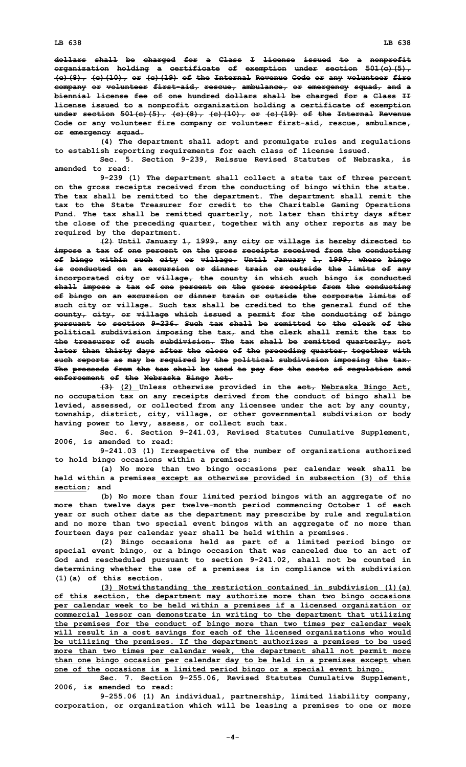dollars shall be charged for a Class I license issued to a nonprofit organization holding a certificate of exemption under section 501(c)(5), (c)(8), (c)(10), or (c)(19) of the Internal Revenue Code or any volunteer fire company or volunteer first-aid, rescue, ambulance, or emergency squad, and a biennial license fee of one hundred dollars shall be charged for a Class II license issued to a nonprofit organization holding a certificate of exemption under section 501(c)(5), (c)(8), (c)(10), or (c)(19) of the Internal Revenue Code or any volunteer fire company or volunteer first-aid, rescue, ambulance, or emergency squad.

(4) The department shall adopt and promulgate rules and regulations to establish reporting requirements for each class of license issued.

Sec. 5. Section 9-239, Reissue Revised Statutes of Nebraska, is amended to read:

9-239 (1) The department shall collect a state tax of three percent on the gross receipts received from the conducting of bingo within the state. The tax shall be remitted to the department. The department shall remit the tax to the State Treasurer for credit to the Charitable Gaming Operations Fund. The tax shall be remitted quarterly, not later than thirty days after the close of the preceding quarter, together with any other reports as may be required by the department.

(2) Until January 1, 1999, any city or village is hereby directed to impose a tax of one percent on the gross receipts received from the conducting of bingo within such city or village. Until January 1, 1999, where bingo is conducted on an excursion or dinner train or outside the limits of any incorporated city or village, the county in which such bingo is conducted shall impose a tax of one percent on the gross receipts from the conducting of bingo on an excursion or dinner train or outside the corporate limits of such city or village. Such tax shall be credited to the general fund of the county, city, or village which issued a permit for the conducting of bingo pursuant to section 9-236. Such tax shall be remitted to the clerk of the political subdivision imposing the tax, and the clerk shall remit the tax to the treasurer of such subdivision. The tax shall be remitted quarterly, not later than thirty days after the close of the preceding quarter, together with such reports as may be required by the political subdivision imposing the tax. The proceeds from the tax shall be used to pay for the costs of regulation and enforcement of the Nebraska Bingo Act.

(3) (2) Unless otherwise provided in the act, Nebraska Bingo Act, no occupation tax on any receipts derived from the conduct of bingo shall be levied, assessed, or collected from any licensee under the act by any county, township, district, city, village, or other governmental subdivision or body having power to levy, assess, or collect such tax.

Sec. 6. Section 9-241.03, Revised Statutes Cumulative Supplement, 2006, is amended to read:

9-241.03 (1) Irrespective of the number of organizations authorized to hold bingo occasions within a premises:

(a) No more than two bingo occasions per calendar week shall be held within a premises except as otherwise provided in subsection (3) of this section; and

(b) No more than four limited period bingos with an aggregate of no more than twelve days per twelve-month period commencing October 1 of each year or such other date as the department may prescribe by rule and regulation and no more than two special event bingos with an aggregate of no more than fourteen days per calendar year shall be held within a premises.

(2) Bingo occasions held as part of a limited period bingo or special event bingo, or a bingo occasion that was canceled due to an act of God and rescheduled pursuant to section 9-241.02, shall not be counted in determining whether the use of a premises is in compliance with subdivision (1)(a) of this section.

(3) Notwithstanding the restriction contained in subdivision (1)(a) of this section, the department may authorize more than two bingo occasions per calendar week to be held within a premises if a licensed organization or commercial lessor can demonstrate in writing to the department that utilizing the premises for the conduct of bingo more than two times per calendar week will result in a cost savings for each of the licensed organizations who would be utilizing the premises. If the department authorizes a premises to be used more than two times per calendar week, the department shall not permit more than one bingo occasion per calendar day to be held in a premises except when one of the occasions is a limited period bingo or a special event bingo.

Sec. 7. Section 9-255.06, Revised Statutes Cumulative Supplement, 2006, is amended to read:

9-255.06 (1) An individual, partnership, limited liability company, corporation, or organization which will be leasing a premises to one or more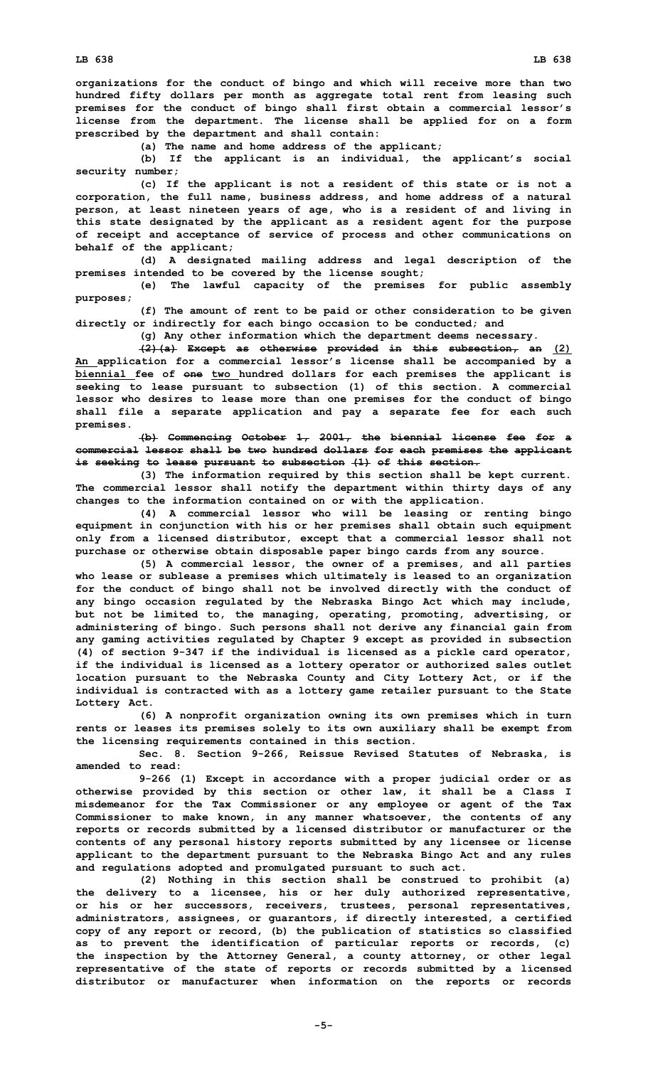organizations for the conduct of bingo and which will receive more than two hundred fifty dollars per month as aggregate total rent from leasing such premises for the conduct of bingo shall first obtain a commercial lessor's license from the department. The license shall be applied for on a form prescribed by the department and shall contain:

(a) The name and home address of the applicant;

(b) If the applicant is an individual, the applicant's social security number;

(c) If the applicant is not a resident of this state or is not a corporation, the full name, business address, and home address of a natural person, at least nineteen years of age, who is a resident of and living in this state designated by the applicant as a resident agent for the purpose of receipt and acceptance of service of process and other communications on behalf of the applicant;

(d) A designated mailing address and legal description of the premises intended to be covered by the license sought;

(e) The lawful capacity of the premises for public assembly purposes;

(f) The amount of rent to be paid or other consideration to be given directly or indirectly for each bingo occasion to be conducted; and

(g) Any other information which the department deems necessary.

~~(2)(a) Except as otherwise provided in this subsection, an~~ (2) An application for a commercial lessor's license shall be accompanied by a biennial fee of ~~one~~ two hundred dollars for each premises the applicant is seeking to lease pursuant to subsection (1) of this section. A commercial lessor who desires to lease more than one premises for the conduct of bingo shall file a separate application and pay a separate fee for each such premises.

~~(b) Commencing October 1, 2001, the biennial license fee for a commercial lessor shall be two hundred dollars for each premises the applicant is seeking to lease pursuant to subsection (1) of this section.~~

(3) The information required by this section shall be kept current. The commercial lessor shall notify the department within thirty days of any changes to the information contained on or with the application.

(4) A commercial lessor who will be leasing or renting bingo equipment in conjunction with his or her premises shall obtain such equipment only from a licensed distributor, except that a commercial lessor shall not purchase or otherwise obtain disposable paper bingo cards from any source.

(5) A commercial lessor, the owner of a premises, and all parties who lease or sublease a premises which ultimately is leased to an organization for the conduct of bingo shall not be involved directly with the conduct of any bingo occasion regulated by the Nebraska Bingo Act which may include, but not be limited to, the managing, operating, promoting, advertising, or administering of bingo. Such persons shall not derive any financial gain from any gaming activities regulated by Chapter 9 except as provided in subsection (4) of section 9-347 if the individual is licensed as a pickle card operator, if the individual is licensed as a lottery operator or authorized sales outlet location pursuant to the Nebraska County and City Lottery Act, or if the individual is contracted with as a lottery game retailer pursuant to the State Lottery Act.

(6) A nonprofit organization owning its own premises which in turn rents or leases its premises solely to its own auxiliary shall be exempt from the licensing requirements contained in this section.

Sec. 8. Section 9-266, Reissue Revised Statutes of Nebraska, is amended to read:

9-266 (1) Except in accordance with a proper judicial order or as otherwise provided by this section or other law, it shall be a Class I misdemeanor for the Tax Commissioner or any employee or agent of the Tax Commissioner to make known, in any manner whatsoever, the contents of any reports or records submitted by a licensed distributor or manufacturer or the contents of any personal history reports submitted by any licensee or license applicant to the department pursuant to the Nebraska Bingo Act and any rules and regulations adopted and promulgated pursuant to such act.

(2) Nothing in this section shall be construed to prohibit (a) the delivery to a licensee, his or her duly authorized representative, or his or her successors, receivers, trustees, personal representatives, administrators, assignees, or guarantors, if directly interested, a certified copy of any report or record, (b) the publication of statistics so classified as to prevent the identification of particular reports or records, (c) the inspection by the Attorney General, a county attorney, or other legal representative of the state of reports or records submitted by a licensed distributor or manufacturer when information on the reports or records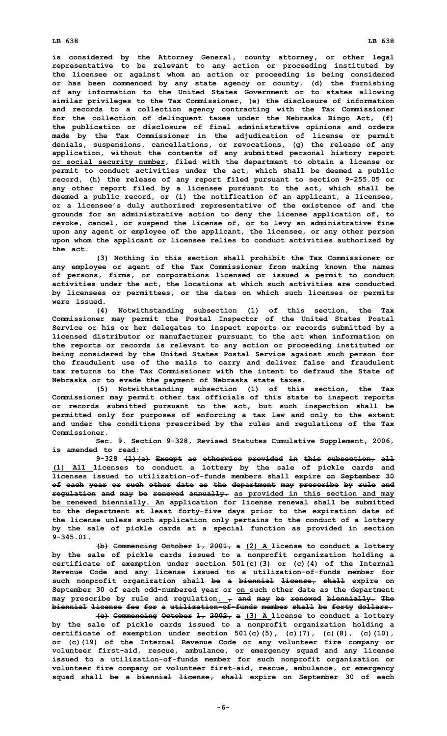is considered by the Attorney General, county attorney, or other legal representative to be relevant to any action or proceeding instituted by the licensee or against whom an action or proceeding is being considered or has been commenced by any state agency or county, (d) the furnishing of any information to the United States Government or to states allowing similar privileges to the Tax Commissioner, (e) the disclosure of information and records to a collection agency contracting with the Tax Commissioner for the collection of delinquent taxes under the Nebraska Bingo Act, (f) the publication or disclosure of final administrative opinions and orders made by the Tax Commissioner in the adjudication of license or permit denials, suspensions, cancellations, or revocations, (g) the release of any application, without the contents of any submitted personal history report or social security number, filed with the department to obtain a license or permit to conduct activities under the act, which shall be deemed a public record, (h) the release of any report filed pursuant to section 9-255.05 or any other report filed by a licensee pursuant to the act, which shall be deemed a public record, or (i) the notification of an applicant, a licensee, or a licensee's duly authorized representative of the existence of and the grounds for an administrative action to deny the license application of, to revoke, cancel, or suspend the license of, or to levy an administrative fine upon any agent or employee of the applicant, the licensee, or any other person upon whom the applicant or licensee relies to conduct activities authorized by the act.

(3) Nothing in this section shall prohibit the Tax Commissioner or any employee or agent of the Tax Commissioner from making known the names of persons, firms, or corporations licensed or issued a permit to conduct activities under the act, the locations at which such activities are conducted by licensees or permittees, or the dates on which such licenses or permits were issued.

(4) Notwithstanding subsection (1) of this section, the Tax Commissioner may permit the Postal Inspector of the United States Postal Service or his or her delegates to inspect reports or records submitted by a licensed distributor or manufacturer pursuant to the act when information on the reports or records is relevant to any action or proceeding instituted or being considered by the United States Postal Service against such person for the fraudulent use of the mails to carry and deliver false and fraudulent tax returns to the Tax Commissioner with the intent to defraud the State of Nebraska or to evade the payment of Nebraska state taxes.

(5) Notwithstanding subsection (1) of this section, the Tax Commissioner may permit other tax officials of this state to inspect reports or records submitted pursuant to the act, but such inspection shall be permitted only for purposes of enforcing a tax law and only to the extent and under the conditions prescribed by the rules and regulations of the Tax Commissioner.

Sec. 9. Section 9-328, Revised Statutes Cumulative Supplement, 2006, is amended to read:

9-328 ~~(1)(a) Except as otherwise provided in this subsection, all~~ (1) All licenses to conduct a lottery by the sale of pickle cards and licenses issued to utilization-of-funds members shall expire ~~on September 30 of each year or such other date as the department may prescribe by rule and regulation and may be renewed annually.~~ as provided in this section and may be renewed biennially. An application for license renewal shall be submitted to the department at least forty-five days prior to the expiration date of the license unless such application only pertains to the conduct of a lottery by the sale of pickle cards at a special function as provided in section 9-345.01.

~~(b) Commencing October 1, 2001, a~~ (2) A license to conduct a lottery by the sale of pickle cards issued to a nonprofit organization holding a certificate of exemption under section 501(c)(3) or (c)(4) of the Internal Revenue Code and any license issued to a utilization-of-funds member for such nonprofit organization shall ~~be a biennial license, shall~~ expire on September 30 of each odd-numbered year or on such other date as the department may prescribe by rule and regulation. ~~, and may be renewed biennially. The biennial license fee for a utilization-of-funds member shall be forty dollars.~~

~~(c) Commencing October 1, 2002, a~~ (3) A license to conduct a lottery by the sale of pickle cards issued to a nonprofit organization holding a certificate of exemption under section 501(c)(5), (c)(7), (c)(8), (c)(10), or (c)(19) of the Internal Revenue Code or any volunteer fire company or volunteer first-aid, rescue, ambulance, or emergency squad and any license issued to a utilization-of-funds member for such nonprofit organization or volunteer fire company or volunteer first-aid, rescue, ambulance, or emergency squad shall ~~be a biennial license, shall~~ expire on September 30 of each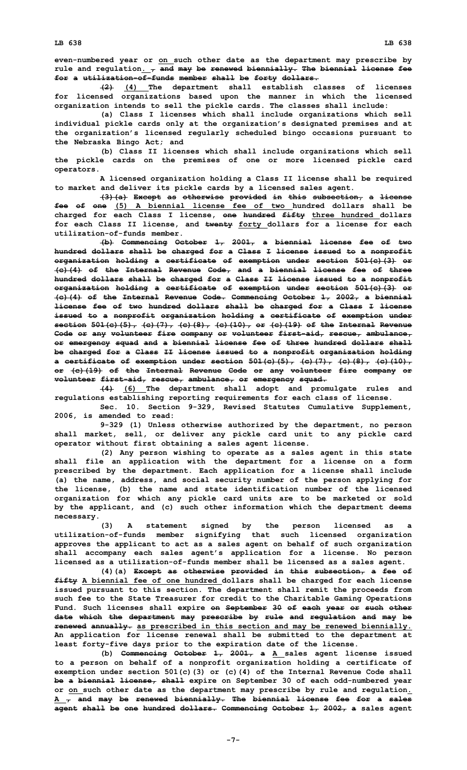even-numbered year or on such other date as the department may prescribe by rule and regulation. , and may be renewed biennially. The biennial license fee for a utilization-of-funds member shall be forty dollars.

(2) (4) The department shall establish classes of licenses for licensed organizations based upon the manner in which the licensed organization intends to sell the pickle cards. The classes shall include:

(a) Class I licenses which shall include organizations which sell individual pickle cards only at the organization's designated premises and at the organization's licensed regularly scheduled bingo occasions pursuant to the Nebraska Bingo Act; and

(b) Class II licenses which shall include organizations which sell the pickle cards on the premises of one or more licensed pickle card operators.

A licensed organization holding a Class II license shall be required to market and deliver its pickle cards by a licensed sales agent.

(3)(a) Except as otherwise provided in this subsection, a license fee of one (5) A biennial license fee of two hundred dollars shall be charged for each Class I license, one hundred fifty three hundred dollars for each Class II license, and twenty forty dollars for a license for each utilization-of-funds member.

(b) Commencing October 1, 2001, a biennial license fee of two hundred dollars shall be charged for a Class I license issued to a nonprofit organization holding a certificate of exemption under section 501(c)(3) or (c)(4) of the Internal Revenue Code, and a biennial license fee of three hundred dollars shall be charged for a Class II license issued to a nonprofit organization holding a certificate of exemption under section 501(c)(3) or (c)(4) of the Internal Revenue Code. Commencing October 1, 2002, a biennial license fee of two hundred dollars shall be charged for a Class I license issued to a nonprofit organization holding a certificate of exemption under section 501(c)(5), (c)(7), (c)(8), (c)(10), or (c)(19) of the Internal Revenue Code or any volunteer fire company or volunteer first-aid, rescue, ambulance, or emergency squad and a biennial license fee of three hundred dollars shall be charged for a Class II license issued to a nonprofit organization holding a certificate of exemption under section 501(c)(5), (c)(7), (c)(8), (c)(10), or (c)(19) of the Internal Revenue Code or any volunteer fire company or volunteer first-aid, rescue, ambulance, or emergency squad.

(4) (6) The department shall adopt and promulgate rules and regulations establishing reporting requirements for each class of license.

Sec. 10. Section 9-329, Revised Statutes Cumulative Supplement, 2006, is amended to read:

9-329 (1) Unless otherwise authorized by the department, no person shall market, sell, or deliver any pickle card unit to any pickle card operator without first obtaining a sales agent license.

(2) Any person wishing to operate as a sales agent in this state shall file an application with the department for a license on a form prescribed by the department. Each application for a license shall include (a) the name, address, and social security number of the person applying for the license, (b) the name and state identification number of the licensed organization for which any pickle card units are to be marketed or sold by the applicant, and (c) such other information which the department deems necessary.

(3) A statement signed by the person licensed as a utilization-of-funds member signifying that such licensed organization approves the applicant to act as a sales agent on behalf of such organization shall accompany each sales agent's application for a license. No person licensed as a utilization-of-funds member shall be licensed as a sales agent.

(4)(a) Except as otherwise provided in this subsection, a fee of fifty A biennial fee of one hundred dollars shall be charged for each license issued pursuant to this section. The department shall remit the proceeds from such fee to the State Treasurer for credit to the Charitable Gaming Operations Fund. Such licenses shall expire on September 30 of each year or such other date which the department may prescribe by rule and regulation and may be renewed annually. as prescribed in this section and may be renewed biennially. An application for license renewal shall be submitted to the department at least forty-five days prior to the expiration date of the license.

(b) Commencing October 1, 2001, a A sales agent license issued to a person on behalf of a nonprofit organization holding a certificate of exemption under section 501(c)(3) or (c)(4) of the Internal Revenue Code shall be a biennial license, shall expire on September 30 of each odd-numbered year or on such other date as the department may prescribe by rule and regulation. A , and may be renewed biennially. The biennial license fee for a sales agent shall be one hundred dollars. Commencing October 1, 2002, a sales agent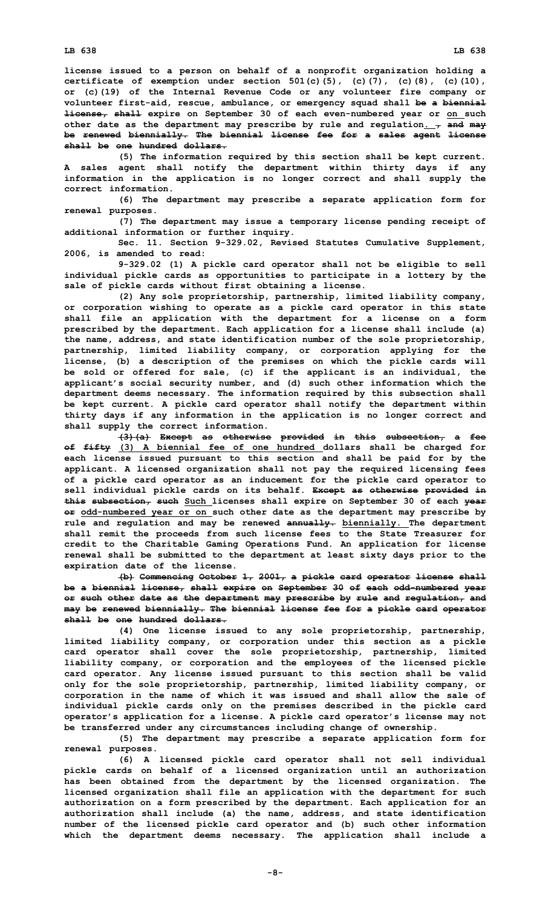license issued to a person on behalf of a nonprofit organization holding a certificate of exemption under section 501(c)(5), (c)(7), (c)(8), (c)(10), or (c)(19) of the Internal Revenue Code or any volunteer fire company or volunteer first-aid, rescue, ambulance, or emergency squad shall be a biennial license, shall expire on September 30 of each even-numbered year or on such other date as the department may prescribe by rule and regulation. , and may be renewed biennially. The biennial license fee for a sales agent license shall be one hundred dollars.

(5) The information required by this section shall be kept current. A sales agent shall notify the department within thirty days if any information in the application is no longer correct and shall supply the correct information.

(6) The department may prescribe a separate application form for renewal purposes.

(7) The department may issue a temporary license pending receipt of additional information or further inquiry.

Sec. 11. Section 9-329.02, Revised Statutes Cumulative Supplement, 2006, is amended to read:

9-329.02 (1) A pickle card operator shall not be eligible to sell individual pickle cards as opportunities to participate in a lottery by the sale of pickle cards without first obtaining a license.

(2) Any sole proprietorship, partnership, limited liability company, or corporation wishing to operate as a pickle card operator in this state shall file an application with the department for a license on a form prescribed by the department. Each application for a license shall include (a) the name, address, and state identification number of the sole proprietorship, partnership, limited liability company, or corporation applying for the license, (b) a description of the premises on which the pickle cards will be sold or offered for sale, (c) if the applicant is an individual, the applicant's social security number, and (d) such other information which the department deems necessary. The information required by this subsection shall be kept current. A pickle card operator shall notify the department within thirty days if any information in the application is no longer correct and shall supply the correct information.

(3)(a) Except as otherwise provided in this subsection, a fee of fifty (3) A biennial fee of one hundred dollars shall be charged for each license issued pursuant to this section and shall be paid for by the applicant. A licensed organization shall not pay the required licensing fees of a pickle card operator as an inducement for the pickle card operator to sell individual pickle cards on its behalf. Except as otherwise provided in this subsection, such Such licenses shall expire on September 30 of each year or odd-numbered year or on such other date as the department may prescribe by rule and regulation and may be renewed annually. biennially. The department shall remit the proceeds from such license fees to the State Treasurer for credit to the Charitable Gaming Operations Fund. An application for license renewal shall be submitted to the department at least sixty days prior to the expiration date of the license.

(b) Commencing October 1, 2001, a pickle card operator license shall be a biennial license, shall expire on September 30 of each odd-numbered year or such other date as the department may prescribe by rule and regulation, and may be renewed biennially. The biennial license fee for a pickle card operator shall be one hundred dollars.

(4) One license issued to any sole proprietorship, partnership, limited liability company, or corporation under this section as a pickle card operator shall cover the sole proprietorship, partnership, limited liability company, or corporation and the employees of the licensed pickle card operator. Any license issued pursuant to this section shall be valid only for the sole proprietorship, partnership, limited liability company, or corporation in the name of which it was issued and shall allow the sale of individual pickle cards only on the premises described in the pickle card operator's application for a license. A pickle card operator's license may not be transferred under any circumstances including change of ownership.

(5) The department may prescribe a separate application form for renewal purposes.

(6) A licensed pickle card operator shall not sell individual pickle cards on behalf of a licensed organization until an authorization has been obtained from the department by the licensed organization. The licensed organization shall file an application with the department for such authorization on a form prescribed by the department. Each application for an authorization shall include (a) the name, address, and state identification number of the licensed pickle card operator and (b) such other information which the department deems necessary. The application shall include a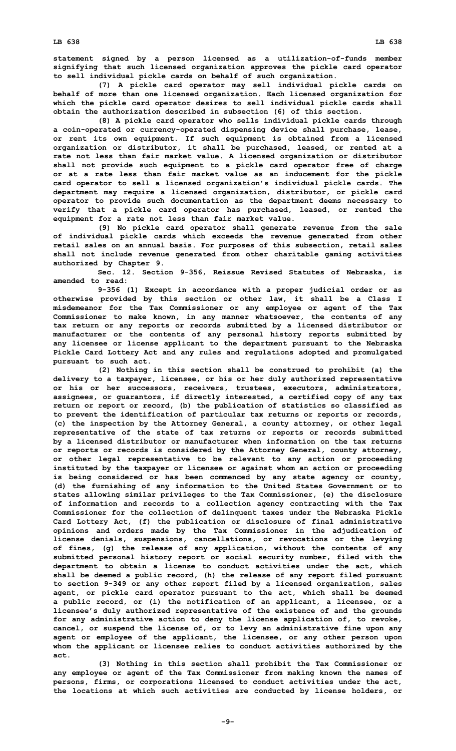**statement signed by a person licensed as a utilization-of-funds member signifying that such licensed organization approves the pickle card operator to sell individual pickle cards on behalf of such organization.**

**(7) A pickle card operator may sell individual pickle cards on behalf of more than one licensed organization. Each licensed organization for which the pickle card operator desires to sell individual pickle cards shall obtain the authorization described in subsection (6) of this section.**

**(8) A pickle card operator who sells individual pickle cards through a coin-operated or currency-operated dispensing device shall purchase, lease, or rent its own equipment. If such equipment is obtained from a licensed organization or distributor, it shall be purchased, leased, or rented at a rate not less than fair market value. A licensed organization or distributor shall not provide such equipment to a pickle card operator free of charge or at a rate less than fair market value as an inducement for the pickle card operator to sell a licensed organization's individual pickle cards. The department may require a licensed organization, distributor, or pickle card operator to provide such documentation as the department deems necessary to verify that a pickle card operator has purchased, leased, or rented the equipment for a rate not less than fair market value.**

**(9) No pickle card operator shall generate revenue from the sale of individual pickle cards which exceeds the revenue generated from other retail sales on an annual basis. For purposes of this subsection, retail sales shall not include revenue generated from other charitable gaming activities authorized by Chapter 9.**

**Sec. 12. Section 9-356, Reissue Revised Statutes of Nebraska, is amended to read:**

**9-356 (1) Except in accordance with a proper judicial order or as otherwise provided by this section or other law, it shall be a Class I misdemeanor for the Tax Commissioner or any employee or agent of the Tax Commissioner to make known, in any manner whatsoever, the contents of any tax return or any reports or records submitted by a licensed distributor or manufacturer or the contents of any personal history reports submitted by any licensee or license applicant to the department pursuant to the Nebraska Pickle Card Lottery Act and any rules and regulations adopted and promulgated pursuant to such act.**

**(2) Nothing in this section shall be construed to prohibit (a) the delivery to a taxpayer, licensee, or his or her duly authorized representative or his or her successors, receivers, trustees, executors, administrators, assignees, or guarantors, if directly interested, a certified copy of any tax return or report or record, (b) the publication of statistics so classified as to prevent the identification of particular tax returns or reports or records, (c) the inspection by the Attorney General, a county attorney, or other legal representative of the state of tax returns or reports or records submitted by a licensed distributor or manufacturer when information on the tax returns or reports or records is considered by the Attorney General, county attorney, or other legal representative to be relevant to any action or proceeding instituted by the taxpayer or licensee or against whom an action or proceeding is being considered or has been commenced by any state agency or county, (d) the furnishing of any information to the United States Government or to states allowing similar privileges to the Tax Commissioner, (e) the disclosure of information and records to a collection agency contracting with the Tax Commissioner for the collection of delinquent taxes under the Nebraska Pickle Card Lottery Act, (f) the publication or disclosure of final administrative opinions and orders made by the Tax Commissioner in the adjudication of license denials, suspensions, cancellations, or revocations or the levying of fines, (g) the release of any application, without the contents of any submitted personal history report or social security number, filed with the department to obtain a license to conduct activities under the act, which shall be deemed a public record, (h) the release of any report filed pursuant to section 9-349 or any other report filed by a licensed organization, sales agent, or pickle card operator pursuant to the act, which shall be deemed a public record, or (i) the notification of an applicant, a licensee, or a licensee's duly authorized representative of the existence of and the grounds for any administrative action to deny the license application of, to revoke, cancel, or suspend the license of, or to levy an administrative fine upon any agent or employee of the applicant, the licensee, or any other person upon whom the applicant or licensee relies to conduct activities authorized by the act.**

**(3) Nothing in this section shall prohibit the Tax Commissioner or any employee or agent of the Tax Commissioner from making known the names of persons, firms, or corporations licensed to conduct activities under the act, the locations at which such activities are conducted by license holders, or**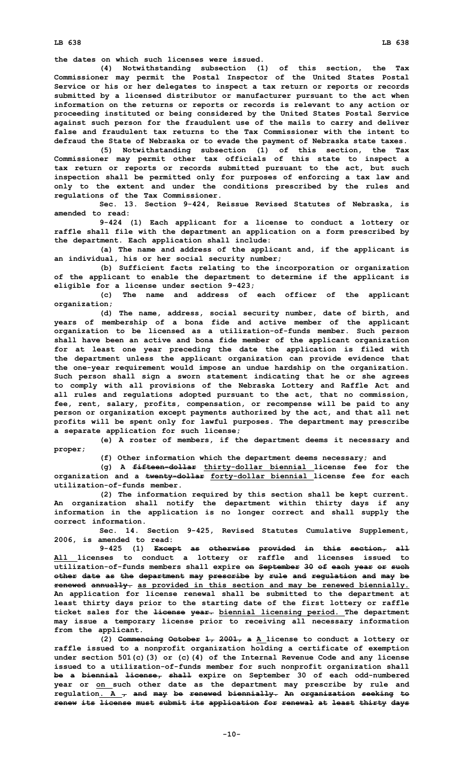the dates on which such licenses were issued.

(4) Notwithstanding subsection (1) of this section, the Tax Commissioner may permit the Postal Inspector of the United States Postal Service or his or her delegates to inspect a tax return or reports or records submitted by a licensed distributor or manufacturer pursuant to the act when information on the returns or reports or records is relevant to any action or proceeding instituted or being considered by the United States Postal Service against such person for the fraudulent use of the mails to carry and deliver false and fraudulent tax returns to the Tax Commissioner with the intent to defraud the State of Nebraska or to evade the payment of Nebraska state taxes.

(5) Notwithstanding subsection (1) of this section, the Tax Commissioner may permit other tax officials of this state to inspect a tax return or reports or records submitted pursuant to the act, but such inspection shall be permitted only for purposes of enforcing a tax law and only to the extent and under the conditions prescribed by the rules and regulations of the Tax Commissioner.

Sec. 13. Section 9-424, Reissue Revised Statutes of Nebraska, is amended to read:

9-424 (1) Each applicant for a license to conduct a lottery or raffle shall file with the department an application on a form prescribed by the department. Each application shall include:

(a) The name and address of the applicant and, if the applicant is an individual, his or her social security number;

(b) Sufficient facts relating to the incorporation or organization of the applicant to enable the department to determine if the applicant is eligible for a license under section 9-423;

(c) The name and address of each officer of the applicant organization;

(d) The name, address, social security number, date of birth, and years of membership of a bona fide and active member of the applicant organization to be licensed as a utilization-of-funds member. Such person shall have been an active and bona fide member of the applicant organization for at least one year preceding the date the application is filed with the department unless the applicant organization can provide evidence that the one-year requirement would impose an undue hardship on the organization. Such person shall sign a sworn statement indicating that he or she agrees to comply with all provisions of the Nebraska Lottery and Raffle Act and all rules and regulations adopted pursuant to the act, that no commission, fee, rent, salary, profits, compensation, or recompense will be paid to any person or organization except payments authorized by the act, and that all net profits will be spent only for lawful purposes. The department may prescribe a separate application for such license;

(e) A roster of members, if the department deems it necessary and proper;

(f) Other information which the department deems necessary; and

(g) A ~~fifteen-dollar~~ thirty-dollar biennial license fee for the organization and a ~~twenty-dollar~~ forty-dollar biennial license fee for each utilization-of-funds member.

(2) The information required by this section shall be kept current. An organization shall notify the department within thirty days if any information in the application is no longer correct and shall supply the correct information.

Sec. 14. Section 9-425, Revised Statutes Cumulative Supplement, 2006, is amended to read:

9-425 (1) ~~Except as otherwise provided in this section, all~~ All licenses to conduct a lottery or raffle and licenses issued to utilization-of-funds members shall expire ~~on September 30 of each year or such other date as the department may prescribe by rule and regulation and may be renewed annually.~~ as provided in this section and may be renewed biennially. An application for license renewal shall be submitted to the department at least thirty days prior to the starting date of the first lottery or raffle ticket sales for the ~~license year.~~ biennial licensing period. The department may issue a temporary license prior to receiving all necessary information from the applicant.

(2) ~~Commencing October 1, 2001, a~~ A license to conduct a lottery or raffle issued to a nonprofit organization holding a certificate of exemption under section 501(c)(3) or (c)(4) of the Internal Revenue Code and any license issued to a utilization-of-funds member for such nonprofit organization shall ~~be a biennial license, shall~~ expire on September 30 of each odd-numbered year or on such other date as the department may prescribe by rule and regulation. A ~~, and may be renewed biennially. An organization seeking to renew its license must submit its application for renewal at least thirty days~~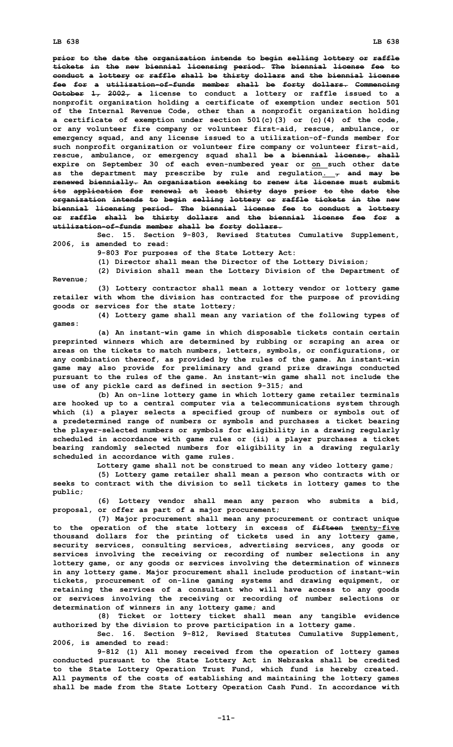prior to the date the organization intends to begin selling lottery or raffle tickets in the new biennial licensing period. The biennial license fee to conduct a lottery or raffle shall be thirty dollars and the biennial license fee for a utilization-of-funds member shall be forty dollars. Commencing October 1, 2002, a license to conduct a lottery or raffle issued to a nonprofit organization holding a certificate of exemption under section 501 of the Internal Revenue Code, other than a nonprofit organization holding a certificate of exemption under section 501(c)(3) or (c)(4) of the code, or any volunteer fire company or volunteer first-aid, rescue, ambulance, or emergency squad, and any license issued to a utilization-of-funds member for such nonprofit organization or volunteer fire company or volunteer first-aid, rescue, ambulance, or emergency squad shall be a biennial license, shall expire on September 30 of each even-numbered year or on such other date as the department may prescribe by rule and regulation. , and may be renewed biennially. An organization seeking to renew its license must submit its application for renewal at least thirty days prior to the date the organization intends to begin selling lottery or raffle tickets in the new biennial licensing period. The biennial license fee to conduct a lottery or raffle shall be thirty dollars and the biennial license fee for a utilization-of-funds member shall be forty dollars.

Sec. 15. Section 9-803, Revised Statutes Cumulative Supplement, 2006, is amended to read:

9-803 For purposes of the State Lottery Act:

(1) Director shall mean the Director of the Lottery Division;

(2) Division shall mean the Lottery Division of the Department of Revenue;

(3) Lottery contractor shall mean a lottery vendor or lottery game retailer with whom the division has contracted for the purpose of providing goods or services for the state lottery;

(4) Lottery game shall mean any variation of the following types of games:

(a) An instant-win game in which disposable tickets contain certain preprinted winners which are determined by rubbing or scraping an area or areas on the tickets to match numbers, letters, symbols, or configurations, or any combination thereof, as provided by the rules of the game. An instant-win game may also provide for preliminary and grand prize drawings conducted pursuant to the rules of the game. An instant-win game shall not include the use of any pickle card as defined in section 9-315; and

(b) An on-line lottery game in which lottery game retailer terminals are hooked up to a central computer via a telecommunications system through which (i) a player selects a specified group of numbers or symbols out of a predetermined range of numbers or symbols and purchases a ticket bearing the player-selected numbers or symbols for eligibility in a drawing regularly scheduled in accordance with game rules or (ii) a player purchases a ticket bearing randomly selected numbers for eligibility in a drawing regularly scheduled in accordance with game rules.

Lottery game shall not be construed to mean any video lottery game;

(5) Lottery game retailer shall mean a person who contracts with or seeks to contract with the division to sell tickets in lottery games to the public;

(6) Lottery vendor shall mean any person who submits a bid, proposal, or offer as part of a major procurement;

(7) Major procurement shall mean any procurement or contract unique to the operation of the state lottery in excess of fifteen twenty-five thousand dollars for the printing of tickets used in any lottery game, security services, consulting services, advertising services, any goods or services involving the receiving or recording of number selections in any lottery game, or any goods or services involving the determination of winners in any lottery game. Major procurement shall include production of instant-win tickets, procurement of on-line gaming systems and drawing equipment, or retaining the services of a consultant who will have access to any goods or services involving the receiving or recording of number selections or determination of winners in any lottery game; and

(8) Ticket or lottery ticket shall mean any tangible evidence authorized by the division to prove participation in a lottery game.

Sec. 16. Section 9-812, Revised Statutes Cumulative Supplement, 2006, is amended to read:

9-812 (1) All money received from the operation of lottery games conducted pursuant to the State Lottery Act in Nebraska shall be credited to the State Lottery Operation Trust Fund, which fund is hereby created. All payments of the costs of establishing and maintaining the lottery games shall be made from the State Lottery Operation Cash Fund. In accordance with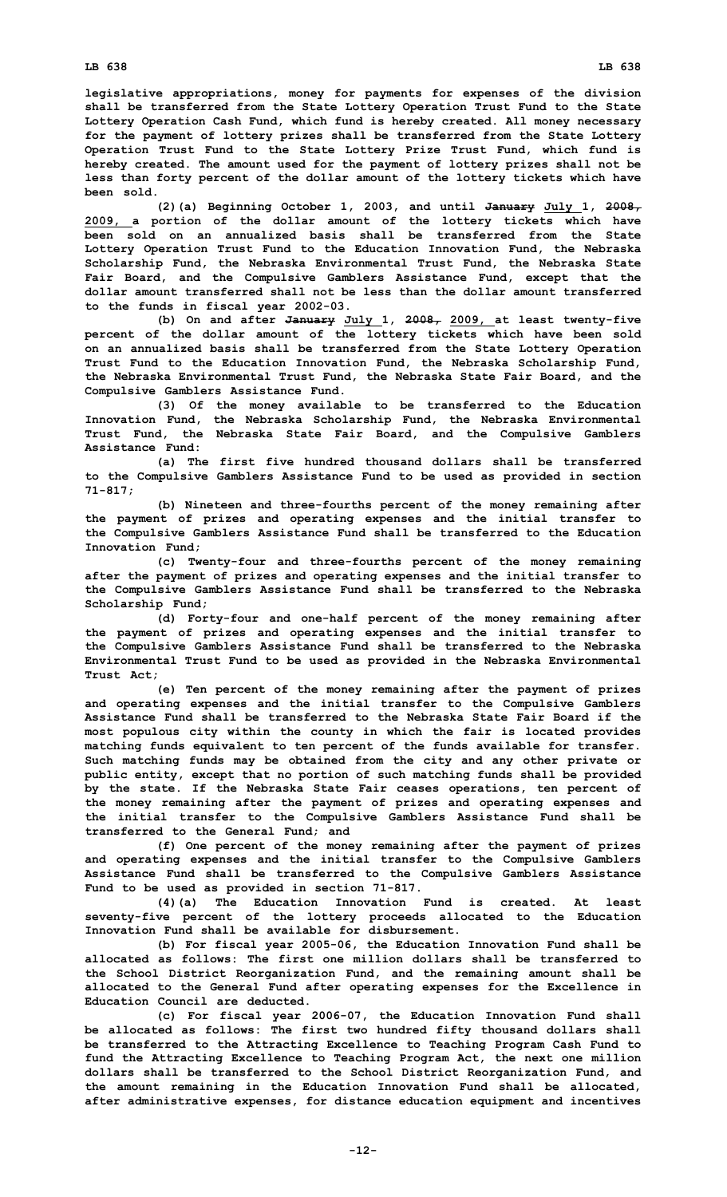**legislative appropriations, money for payments for expenses of the division shall be transferred from the State Lottery Operation Trust Fund to the State Lottery Operation Cash Fund, which fund is hereby created. All money necessary for the payment of lottery prizes shall be transferred from the State Lottery Operation Trust Fund to the State Lottery Prize Trust Fund, which fund is hereby created. The amount used for the payment of lottery prizes shall not be less than forty percent of the dollar amount of the lottery tickets which have been sold.**

**(2)(a) Beginning October 1, 2003, and until ~~January~~ July 1, ~~2008,~~ 2009, a portion of the dollar amount of the lottery tickets which have been sold on an annualized basis shall be transferred from the State Lottery Operation Trust Fund to the Education Innovation Fund, the Nebraska Scholarship Fund, the Nebraska Environmental Trust Fund, the Nebraska State Fair Board, and the Compulsive Gamblers Assistance Fund, except that the dollar amount transferred shall not be less than the dollar amount transferred to the funds in fiscal year 2002-03.**

**(b) On and after ~~January~~ July 1, ~~2008,~~ 2009, at least twenty-five percent of the dollar amount of the lottery tickets which have been sold on an annualized basis shall be transferred from the State Lottery Operation Trust Fund to the Education Innovation Fund, the Nebraska Scholarship Fund, the Nebraska Environmental Trust Fund, the Nebraska State Fair Board, and the Compulsive Gamblers Assistance Fund.**

**(3) Of the money available to be transferred to the Education Innovation Fund, the Nebraska Scholarship Fund, the Nebraska Environmental Trust Fund, the Nebraska State Fair Board, and the Compulsive Gamblers Assistance Fund:**

**(a) The first five hundred thousand dollars shall be transferred to the Compulsive Gamblers Assistance Fund to be used as provided in section 71-817;**

**(b) Nineteen and three-fourths percent of the money remaining after the payment of prizes and operating expenses and the initial transfer to the Compulsive Gamblers Assistance Fund shall be transferred to the Education Innovation Fund;**

**(c) Twenty-four and three-fourths percent of the money remaining after the payment of prizes and operating expenses and the initial transfer to the Compulsive Gamblers Assistance Fund shall be transferred to the Nebraska Scholarship Fund;**

**(d) Forty-four and one-half percent of the money remaining after the payment of prizes and operating expenses and the initial transfer to the Compulsive Gamblers Assistance Fund shall be transferred to the Nebraska Environmental Trust Fund to be used as provided in the Nebraska Environmental Trust Act;**

**(e) Ten percent of the money remaining after the payment of prizes and operating expenses and the initial transfer to the Compulsive Gamblers Assistance Fund shall be transferred to the Nebraska State Fair Board if the most populous city within the county in which the fair is located provides matching funds equivalent to ten percent of the funds available for transfer. Such matching funds may be obtained from the city and any other private or public entity, except that no portion of such matching funds shall be provided by the state. If the Nebraska State Fair ceases operations, ten percent of the money remaining after the payment of prizes and operating expenses and the initial transfer to the Compulsive Gamblers Assistance Fund shall be transferred to the General Fund; and**

**(f) One percent of the money remaining after the payment of prizes and operating expenses and the initial transfer to the Compulsive Gamblers Assistance Fund shall be transferred to the Compulsive Gamblers Assistance Fund to be used as provided in section 71-817.**

**(4)(a) The Education Innovation Fund is created. At least seventy-five percent of the lottery proceeds allocated to the Education Innovation Fund shall be available for disbursement.**

**(b) For fiscal year 2005-06, the Education Innovation Fund shall be allocated as follows: The first one million dollars shall be transferred to the School District Reorganization Fund, and the remaining amount shall be allocated to the General Fund after operating expenses for the Excellence in Education Council are deducted.**

**(c) For fiscal year 2006-07, the Education Innovation Fund shall be allocated as follows: The first two hundred fifty thousand dollars shall be transferred to the Attracting Excellence to Teaching Program Cash Fund to fund the Attracting Excellence to Teaching Program Act, the next one million dollars shall be transferred to the School District Reorganization Fund, and the amount remaining in the Education Innovation Fund shall be allocated, after administrative expenses, for distance education equipment and incentives**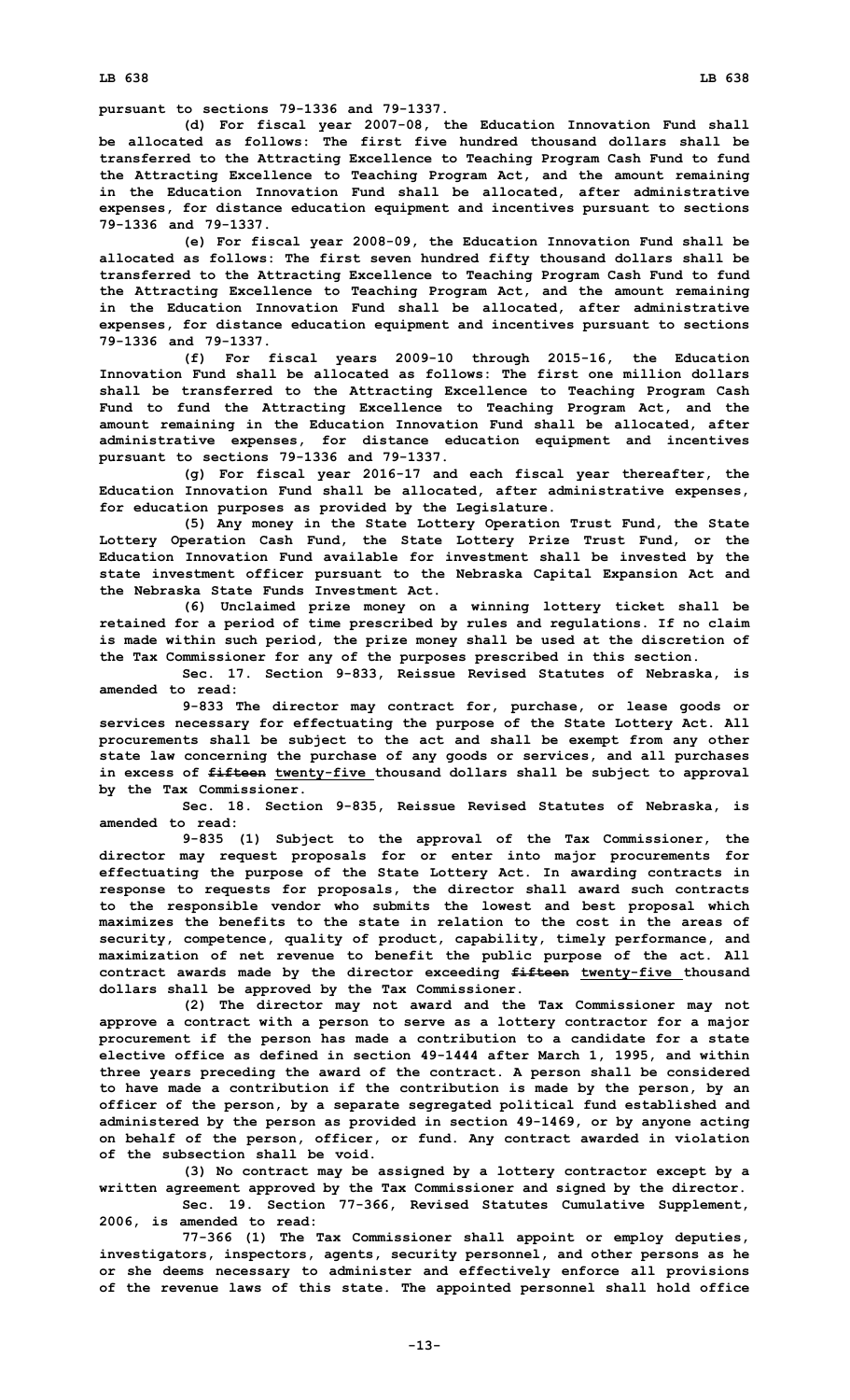pursuant to sections 79-1336 and 79-1337.

(d) For fiscal year 2007-08, the Education Innovation Fund shall be allocated as follows: The first five hundred thousand dollars shall be transferred to the Attracting Excellence to Teaching Program Cash Fund to fund the Attracting Excellence to Teaching Program Act, and the amount remaining in the Education Innovation Fund shall be allocated, after administrative expenses, for distance education equipment and incentives pursuant to sections 79-1336 and 79-1337.

(e) For fiscal year 2008-09, the Education Innovation Fund shall be allocated as follows: The first seven hundred fifty thousand dollars shall be transferred to the Attracting Excellence to Teaching Program Cash Fund to fund the Attracting Excellence to Teaching Program Act, and the amount remaining in the Education Innovation Fund shall be allocated, after administrative expenses, for distance education equipment and incentives pursuant to sections 79-1336 and 79-1337.

(f) For fiscal years 2009-10 through 2015-16, the Education Innovation Fund shall be allocated as follows: The first one million dollars shall be transferred to the Attracting Excellence to Teaching Program Cash Fund to fund the Attracting Excellence to Teaching Program Act, and the amount remaining in the Education Innovation Fund shall be allocated, after administrative expenses, for distance education equipment and incentives pursuant to sections 79-1336 and 79-1337.

(g) For fiscal year 2016-17 and each fiscal year thereafter, the Education Innovation Fund shall be allocated, after administrative expenses, for education purposes as provided by the Legislature.

(5) Any money in the State Lottery Operation Trust Fund, the State Lottery Operation Cash Fund, the State Lottery Prize Trust Fund, or the Education Innovation Fund available for investment shall be invested by the state investment officer pursuant to the Nebraska Capital Expansion Act and the Nebraska State Funds Investment Act.

(6) Unclaimed prize money on a winning lottery ticket shall be retained for a period of time prescribed by rules and regulations. If no claim is made within such period, the prize money shall be used at the discretion of the Tax Commissioner for any of the purposes prescribed in this section.

Sec. 17. Section 9-833, Reissue Revised Statutes of Nebraska, is amended to read:

9-833 The director may contract for, purchase, or lease goods or services necessary for effectuating the purpose of the State Lottery Act. All procurements shall be subject to the act and shall be exempt from any other state law concerning the purchase of any goods or services, and all purchases in excess of ~~fifteen~~ twenty-five thousand dollars shall be subject to approval by the Tax Commissioner.

Sec. 18. Section 9-835, Reissue Revised Statutes of Nebraska, is amended to read:

9-835 (1) Subject to the approval of the Tax Commissioner, the director may request proposals for or enter into major procurements for effectuating the purpose of the State Lottery Act. In awarding contracts in response to requests for proposals, the director shall award such contracts to the responsible vendor who submits the lowest and best proposal which maximizes the benefits to the state in relation to the cost in the areas of security, competence, quality of product, capability, timely performance, and maximization of net revenue to benefit the public purpose of the act. All contract awards made by the director exceeding ~~fifteen~~ twenty-five thousand dollars shall be approved by the Tax Commissioner.

(2) The director may not award and the Tax Commissioner may not approve a contract with a person to serve as a lottery contractor for a major procurement if the person has made a contribution to a candidate for a state elective office as defined in section 49-1444 after March 1, 1995, and within three years preceding the award of the contract. A person shall be considered to have made a contribution if the contribution is made by the person, by an officer of the person, by a separate segregated political fund established and administered by the person as provided in section 49-1469, or by anyone acting on behalf of the person, officer, or fund. Any contract awarded in violation of the subsection shall be void.

(3) No contract may be assigned by a lottery contractor except by a written agreement approved by the Tax Commissioner and signed by the director.

Sec. 19. Section 77-366, Revised Statutes Cumulative Supplement, 2006, is amended to read:

77-366 (1) The Tax Commissioner shall appoint or employ deputies, investigators, inspectors, agents, security personnel, and other persons as he or she deems necessary to administer and effectively enforce all provisions of the revenue laws of this state. The appointed personnel shall hold office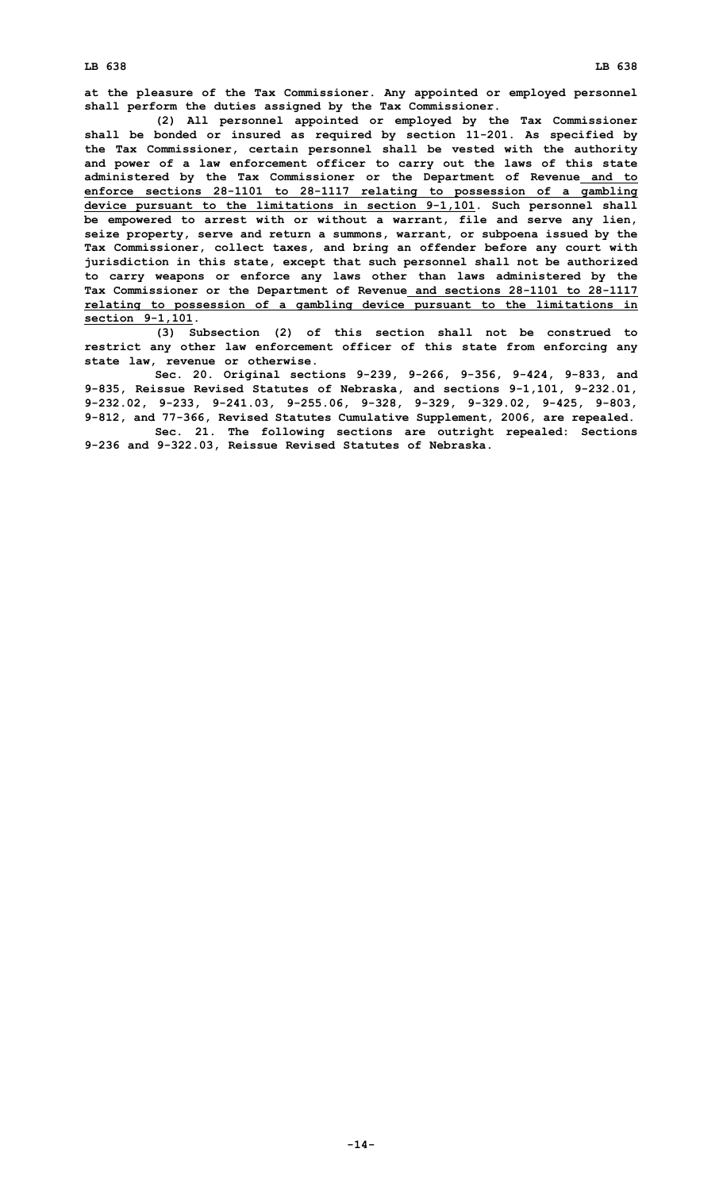at the pleasure of the Tax Commissioner. Any appointed or employed personnel shall perform the duties assigned by the Tax Commissioner.

(2) All personnel appointed or employed by the Tax Commissioner shall be bonded or insured as required by section 11-201. As specified by the Tax Commissioner, certain personnel shall be vested with the authority and power of a law enforcement officer to carry out the laws of this state administered by the Tax Commissioner or the Department of Revenue and to enforce sections 28-1101 to 28-1117 relating to possession of a gambling device pursuant to the limitations in section 9-1,101. Such personnel shall be empowered to arrest with or without a warrant, file and serve any lien, seize property, serve and return a summons, warrant, or subpoena issued by the Tax Commissioner, collect taxes, and bring an offender before any court with jurisdiction in this state, except that such personnel shall not be authorized to carry weapons or enforce any laws other than laws administered by the Tax Commissioner or the Department of Revenue and sections 28-1101 to 28-1117 relating to possession of a gambling device pursuant to the limitations in section 9-1,101.

(3) Subsection (2) of this section shall not be construed to restrict any other law enforcement officer of this state from enforcing any state law, revenue or otherwise.

Sec. 20. Original sections 9-239, 9-266, 9-356, 9-424, 9-833, and 9-835, Reissue Revised Statutes of Nebraska, and sections 9-1,101, 9-232.01, 9-232.02, 9-233, 9-241.03, 9-255.06, 9-328, 9-329, 9-329.02, 9-425, 9-803, 9-812, and 77-366, Revised Statutes Cumulative Supplement, 2006, are repealed.

Sec. 21. The following sections are outright repealed: Sections 9-236 and 9-322.03, Reissue Revised Statutes of Nebraska.